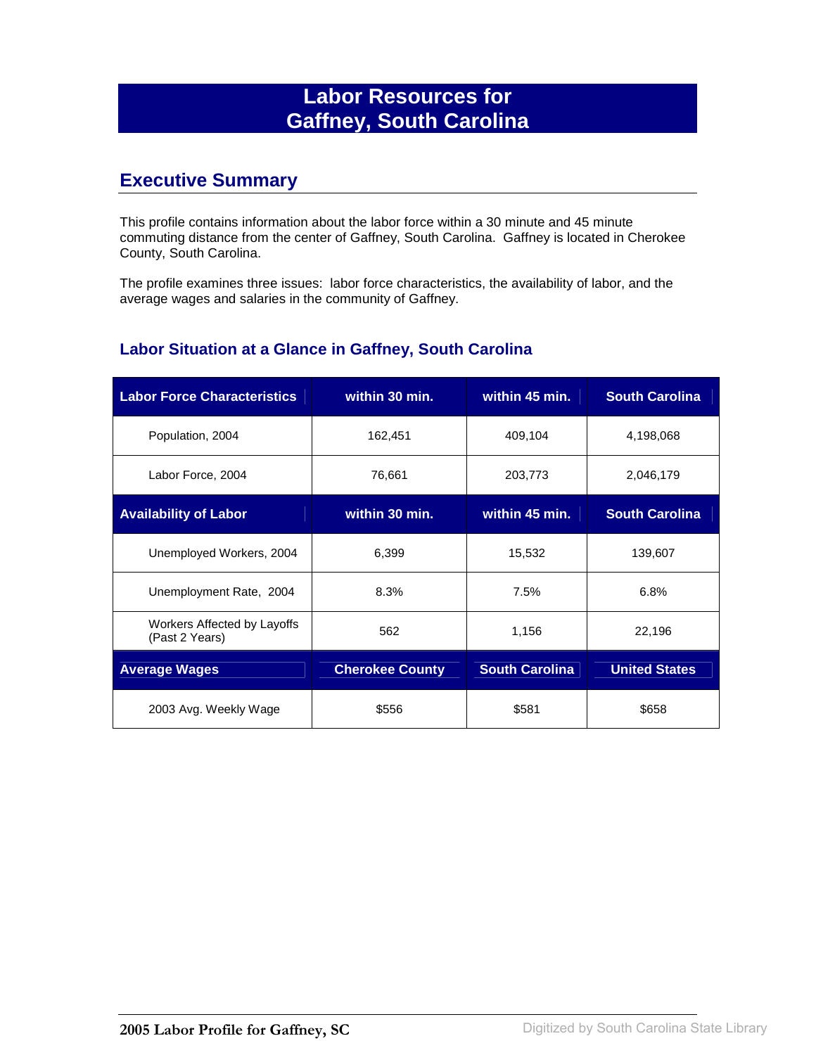# Labor Resources for Gaffney, South Carolina

## Executive Summary

This profile contains information about the labor force within a 30 minute and 45 minute commuting distance from the center of Gaffney, South Carolina. Gaffney is located in Cherokee County, South Carolina.

The profile examines three issues: labor force characteristics, the availability of labor, and the average wages and salaries in the community of Gaffney.

### Labor Situation at a Glance in Gaffney, South Carolina

| Labor Force Characteristics | within 30 min. | within 45 min. | South Carolina |
|---|---|---|---|
| Population, 2004 | 162,451 | 409,104 | 4,198,068 |
| Labor Force, 2004 | 76,661 | 203,773 | 2,046,179 |
| **Availability of Labor** | **within 30 min.** | **within 45 min.** | **South Carolina** |
| Unemployed Workers, 2004 | 6,399 | 15,532 | 139,607 |
| Unemployment Rate, 2004 | 8.3% | 7.5% | 6.8% |
| Workers Affected by Layoffs (Past 2 Years) | 562 | 1,156 | 22,196 |
| **Average Wages** | **Cherokee County** | **South Carolina** | **United States** |
| 2003 Avg. Weekly Wage | $556 | $581 | $658 |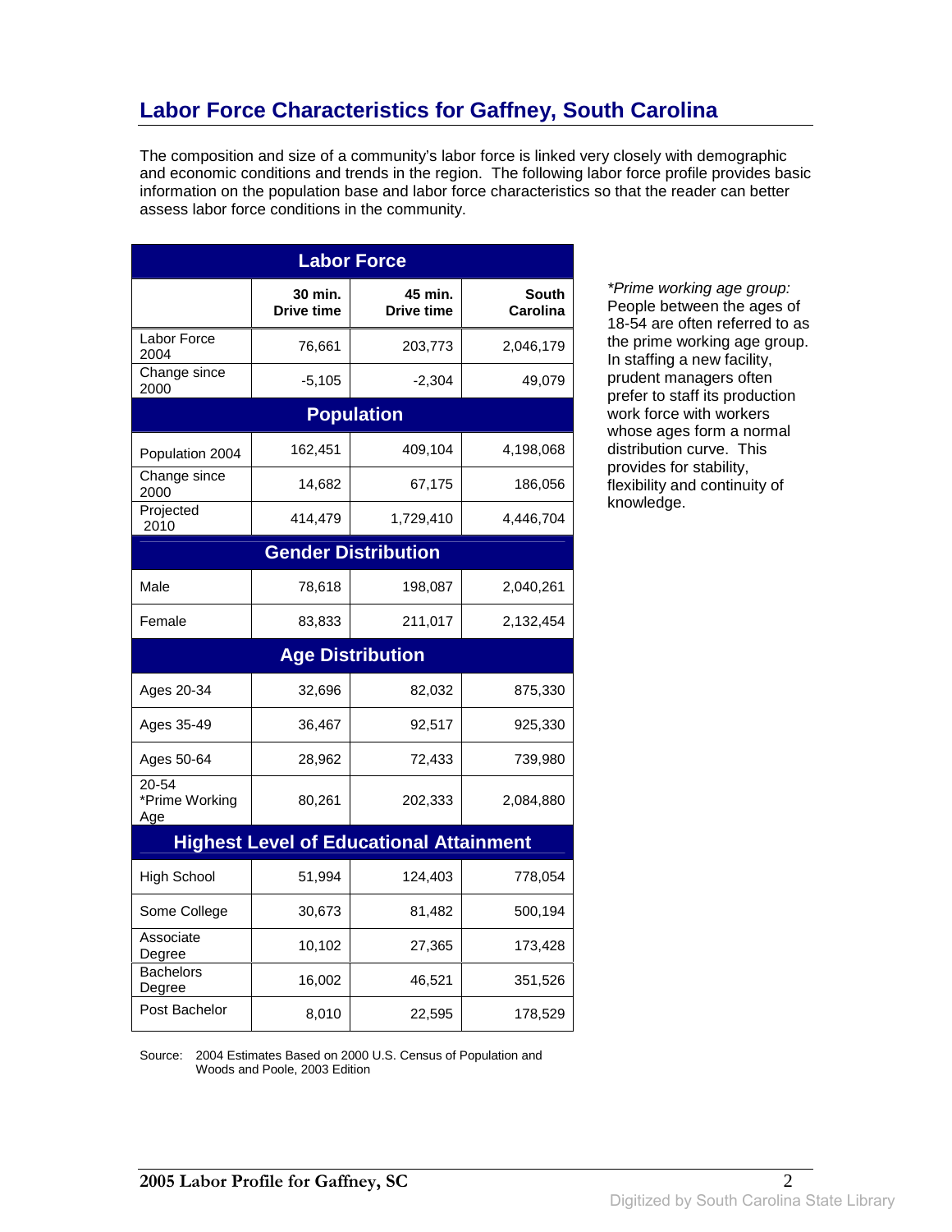## Labor Force Characteristics for Gaffney, South Carolina

The composition and size of a community's labor force is linked very closely with demographic and economic conditions and trends in the region. The following labor force profile provides basic information on the population base and labor force characteristics so that the reader can better assess labor force conditions in the community.

| Labor Force | | | |
|---|---|---|---|
| | 30 min. Drive time | 45 min. Drive time | South Carolina |
| Labor Force 2004 | 76,661 | 203,773 | 2,046,179 |
| Change since 2000 | -5,105 | -2,304 | 49,079 |
| **Population** | | | |
| Population 2004 | 162,451 | 409,104 | 4,198,068 |
| Change since 2000 | 14,682 | 67,175 | 186,056 |
| Projected 2010 | 414,479 | 1,729,410 | 4,446,704 |
| **Gender Distribution** | | | |
| Male | 78,618 | 198,087 | 2,040,261 |
| Female | 83,833 | 211,017 | 2,132,454 |
| **Age Distribution** | | | |
| Ages 20-34 | 32,696 | 82,032 | 875,330 |
| Ages 35-49 | 36,467 | 92,517 | 925,330 |
| Ages 50-64 | 28,962 | 72,433 | 739,980 |
| 20-54 *Prime Working Age | 80,261 | 202,333 | 2,084,880 |
| **Highest Level of Educational Attainment** | | | |
| High School | 51,994 | 124,403 | 778,054 |
| Some College | 30,673 | 81,482 | 500,194 |
| Associate Degree | 10,102 | 27,365 | 173,428 |
| Bachelors Degree | 16,002 | 46,521 | 351,526 |
| Post Bachelor | 8,010 | 22,595 | 178,529 |

Source: 2004 Estimates Based on 2000 U.S. Census of Population and Woods and Poole, 2003 Edition

*\*Prime working age group:* People between the ages of 18-54 are often referred to as the prime working age group. In staffing a new facility, prudent managers often prefer to staff its production work force with workers whose ages form a normal distribution curve. This provides for stability, flexibility and continuity of knowledge.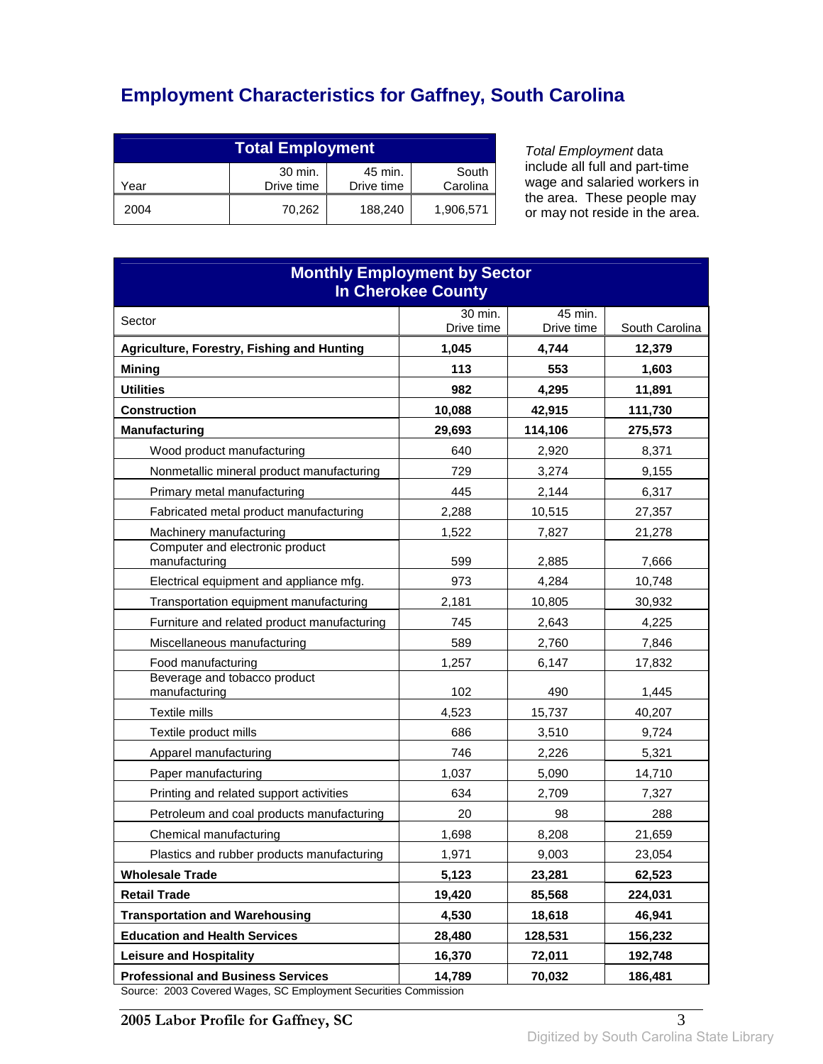# Employment Characteristics for Gaffney, South Carolina

| Total Employment | | | |
|---|---|---|---|
| Year | 30 min. Drive time | 45 min. Drive time | South Carolina |
| 2004 | 70,262 | 188,240 | 1,906,571 |

*Total Employment* data include all full and part-time wage and salaried workers in the area. These people may or may not reside in the area.

| Monthly Employment by Sector In Cherokee County | | | |
|---|---|---|---|
| Sector | 30 min. Drive time | 45 min. Drive time | South Carolina |
| **Agriculture, Forestry, Fishing and Hunting** | **1,045** | **4,744** | **12,379** |
| **Mining** | **113** | **553** | **1,603** |
| **Utilities** | **982** | **4,295** | **11,891** |
| **Construction** | **10,088** | **42,915** | **111,730** |
| **Manufacturing** | **29,693** | **114,106** | **275,573** |
| Wood product manufacturing | 640 | 2,920 | 8,371 |
| Nonmetallic mineral product manufacturing | 729 | 3,274 | 9,155 |
| Primary metal manufacturing | 445 | 2,144 | 6,317 |
| Fabricated metal product manufacturing | 2,288 | 10,515 | 27,357 |
| Machinery manufacturing | 1,522 | 7,827 | 21,278 |
| Computer and electronic product manufacturing | 599 | 2,885 | 7,666 |
| Electrical equipment and appliance mfg. | 973 | 4,284 | 10,748 |
| Transportation equipment manufacturing | 2,181 | 10,805 | 30,932 |
| Furniture and related product manufacturing | 745 | 2,643 | 4,225 |
| Miscellaneous manufacturing | 589 | 2,760 | 7,846 |
| Food manufacturing | 1,257 | 6,147 | 17,832 |
| Beverage and tobacco product manufacturing | 102 | 490 | 1,445 |
| Textile mills | 4,523 | 15,737 | 40,207 |
| Textile product mills | 686 | 3,510 | 9,724 |
| Apparel manufacturing | 746 | 2,226 | 5,321 |
| Paper manufacturing | 1,037 | 5,090 | 14,710 |
| Printing and related support activities | 634 | 2,709 | 7,327 |
| Petroleum and coal products manufacturing | 20 | 98 | 288 |
| Chemical manufacturing | 1,698 | 8,208 | 21,659 |
| Plastics and rubber products manufacturing | 1,971 | 9,003 | 23,054 |
| **Wholesale Trade** | **5,123** | **23,281** | **62,523** |
| **Retail Trade** | **19,420** | **85,568** | **224,031** |
| **Transportation and Warehousing** | **4,530** | **18,618** | **46,941** |
| **Education and Health Services** | **28,480** | **128,531** | **156,232** |
| **Leisure and Hospitality** | **16,370** | **72,011** | **192,748** |
| **Professional and Business Services** | **14,789** | **70,032** | **186,481** |

Source: 2003 Covered Wages, SC Employment Securities Commission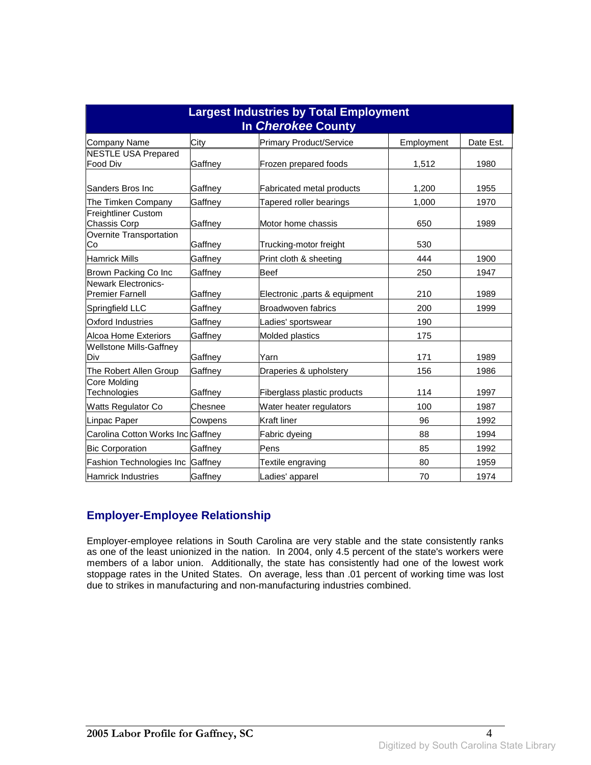## Largest Industries by Total Employment In *Cherokee* County

| Company Name | City | Primary Product/Service | Employment | Date Est. |
|---|---|---|---|---|
| NESTLE USA Prepared Food Div | Gaffney | Frozen prepared foods | 1,512 | 1980 |
| Sanders Bros Inc | Gaffney | Fabricated metal products | 1,200 | 1955 |
| The Timken Company | Gaffney | Tapered roller bearings | 1,000 | 1970 |
| Freightliner Custom Chassis Corp | Gaffney | Motor home chassis | 650 | 1989 |
| Overnite Transportation Co | Gaffney | Trucking-motor freight | 530 | |
| Hamrick Mills | Gaffney | Print cloth & sheeting | 444 | 1900 |
| Brown Packing Co Inc | Gaffney | Beef | 250 | 1947 |
| Newark Electronics-Premier Farnell | Gaffney | Electronic ,parts & equipment | 210 | 1989 |
| Springfield LLC | Gaffney | Broadwoven fabrics | 200 | 1999 |
| Oxford Industries | Gaffney | Ladies' sportswear | 190 | |
| Alcoa Home Exteriors | Gaffney | Molded plastics | 175 | |
| Wellstone Mills-Gaffney Div | Gaffney | Yarn | 171 | 1989 |
| The Robert Allen Group | Gaffney | Draperies & upholstery | 156 | 1986 |
| Core Molding Technologies | Gaffney | Fiberglass plastic products | 114 | 1997 |
| Watts Regulator Co | Chesnee | Water heater regulators | 100 | 1987 |
| Linpac Paper | Cowpens | Kraft liner | 96 | 1992 |
| Carolina Cotton Works Inc | Gaffney | Fabric dyeing | 88 | 1994 |
| Bic Corporation | Gaffney | Pens | 85 | 1992 |
| Fashion Technologies Inc | Gaffney | Textile engraving | 80 | 1959 |
| Hamrick Industries | Gaffney | Ladies' apparel | 70 | 1974 |

## Employer-Employee Relationship

Employer-employee relations in South Carolina are very stable and the state consistently ranks as one of the least unionized in the nation. In 2004, only 4.5 percent of the state's workers were members of a labor union. Additionally, the state has consistently had one of the lowest work stoppage rates in the United States. On average, less than .01 percent of working time was lost due to strikes in manufacturing and non-manufacturing industries combined.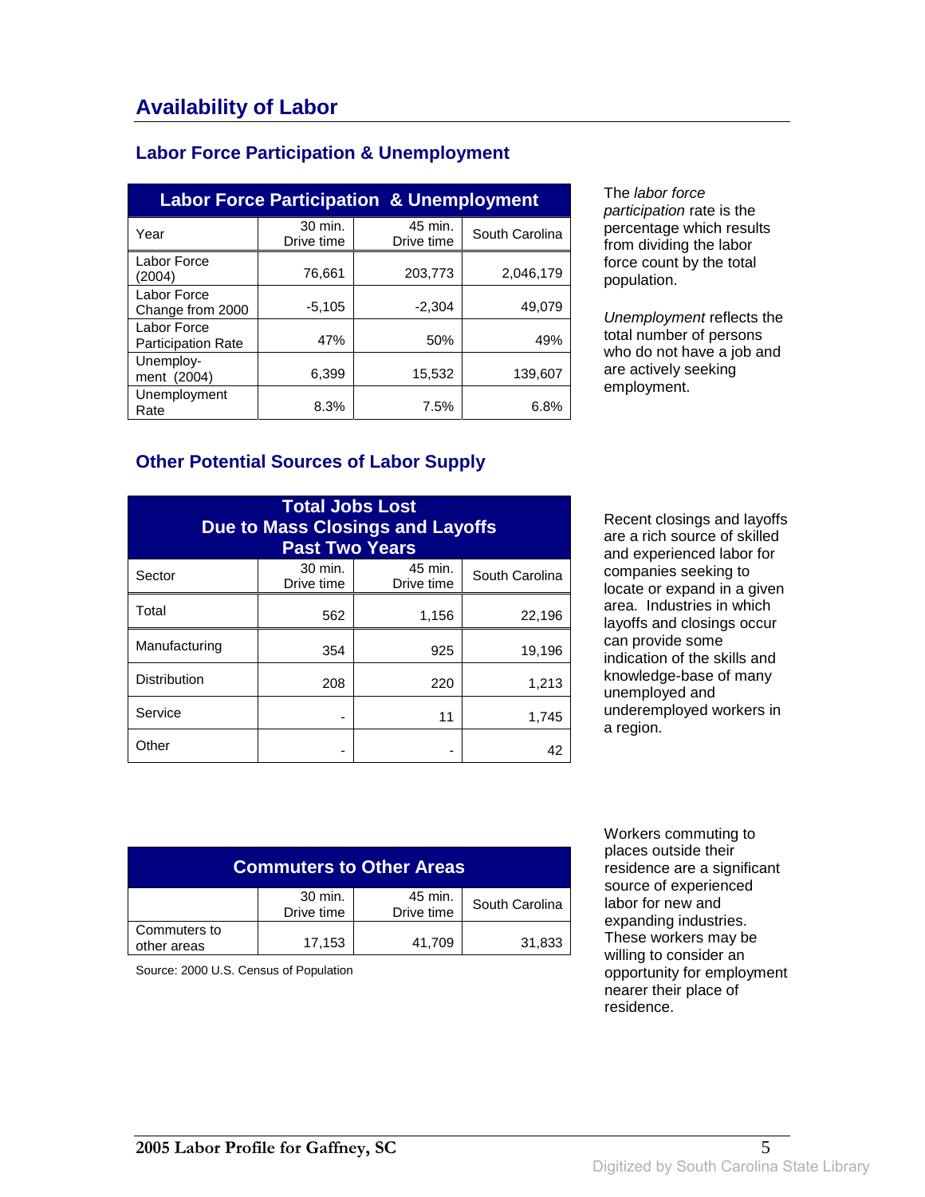# Availability of Labor

## Labor Force Participation & Unemployment

| Labor Force Participation & Unemployment | | | |
|---|---|---|---|
| Year | 30 min. Drive time | 45 min. Drive time | South Carolina |
| Labor Force (2004) | 76,661 | 203,773 | 2,046,179 |
| Labor Force Change from 2000 | -5,105 | -2,304 | 49,079 |
| Labor Force Participation Rate | 47% | 50% | 49% |
| Unemploy-ment (2004) | 6,399 | 15,532 | 139,607 |
| Unemployment Rate | 8.3% | 7.5% | 6.8% |

The *labor force participation* rate is the percentage which results from dividing the labor force count by the total population.

*Unemployment* reflects the total number of persons who do not have a job and are actively seeking employment.

## Other Potential Sources of Labor Supply

| Total Jobs Lost Due to Mass Closings and Layoffs Past Two Years | | | |
|---|---|---|---|
| Sector | 30 min. Drive time | 45 min. Drive time | South Carolina |
| Total | 562 | 1,156 | 22,196 |
| Manufacturing | 354 | 925 | 19,196 |
| Distribution | 208 | 220 | 1,213 |
| Service | - | 11 | 1,745 |
| Other | - | - | 42 |

Recent closings and layoffs are a rich source of skilled and experienced labor for companies seeking to locate or expand in a given area. Industries in which layoffs and closings occur can provide some indication of the skills and knowledge-base of many unemployed and underemployed workers in a region.

| Commuters to Other Areas | | | |
|---|---|---|---|
| | 30 min. Drive time | 45 min. Drive time | South Carolina |
| Commuters to other areas | 17,153 | 41,709 | 31,833 |

Source: 2000 U.S. Census of Population

Workers commuting to places outside their residence are a significant source of experienced labor for new and expanding industries. These workers may be willing to consider an opportunity for employment nearer their place of residence.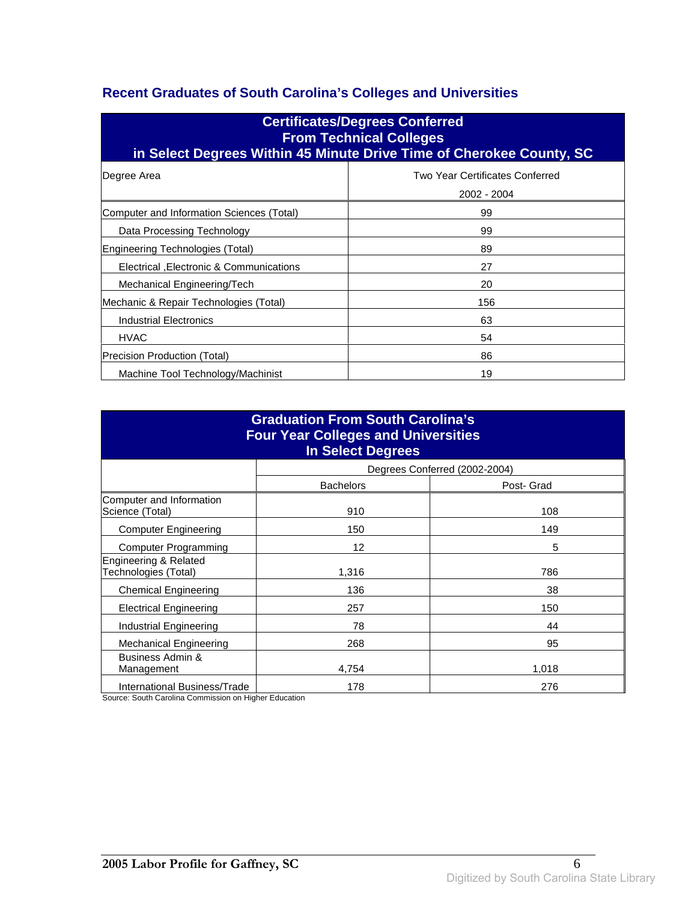## Recent Graduates of South Carolina's Colleges and Universities

| Certificates/Degrees Conferred From Technical Colleges in Select Degrees Within 45 Minute Drive Time of Cherokee County, SC | |
|---|---|
| Degree Area | Two Year Certificates Conferred 2002 - 2004 |
| Computer and Information Sciences (Total) | 99 |
| Data Processing Technology | 99 |
| Engineering Technologies (Total) | 89 |
| Electrical ,Electronic & Communications | 27 |
| Mechanical Engineering/Tech | 20 |
| Mechanic & Repair Technologies (Total) | 156 |
| Industrial Electronics | 63 |
| HVAC | 54 |
| Precision Production (Total) | 86 |
| Machine Tool Technology/Machinist | 19 |

| Graduation From South Carolina's Four Year Colleges and Universities In Select Degrees | | |
|---|---|---|
| | Degrees Conferred (2002-2004) | |
| | Bachelors | Post- Grad |
| Computer and Information Science (Total) | 910 | 108 |
| Computer Engineering | 150 | 149 |
| Computer Programming | 12 | 5 |
| Engineering & Related Technologies (Total) | 1,316 | 786 |
| Chemical Engineering | 136 | 38 |
| Electrical Engineering | 257 | 150 |
| Industrial Engineering | 78 | 44 |
| Mechanical Engineering | 268 | 95 |
| Business Admin & Management | 4,754 | 1,018 |
| International Business/Trade | 178 | 276 |

Source: South Carolina Commission on Higher Education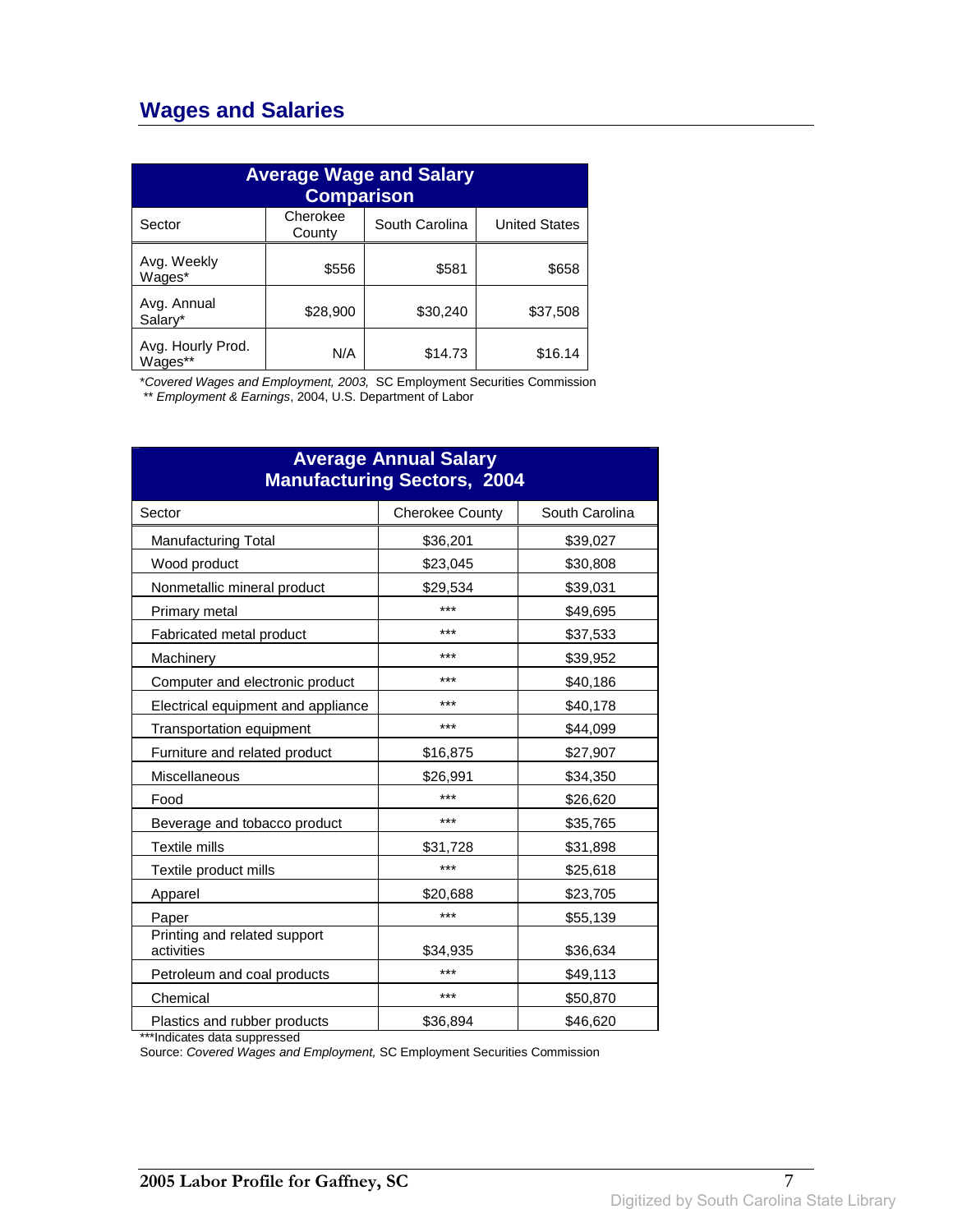## Wages and Salaries

| Average Wage and Salary Comparison | | | |
|---|---|---|---|
| Sector | Cherokee County | South Carolina | United States |
| Avg. Weekly Wages* | $556 | $581 | $658 |
| Avg. Annual Salary* | $28,900 | $30,240 | $37,508 |
| Avg. Hourly Prod. Wages** | N/A | $14.73 | $16.14 |

*Covered Wages and Employment, 2003,* SC Employment Securities Commission
** *Employment & Earnings*, 2004, U.S. Department of Labor

| Average Annual Salary Manufacturing Sectors, 2004 | | |
|---|---|---|
| Sector | Cherokee County | South Carolina |
| Manufacturing Total | $36,201 | $39,027 |
| Wood product | $23,045 | $30,808 |
| Nonmetallic mineral product | $29,534 | $39,031 |
| Primary metal | *** | $49,695 |
| Fabricated metal product | *** | $37,533 |
| Machinery | *** | $39,952 |
| Computer and electronic product | *** | $40,186 |
| Electrical equipment and appliance | *** | $40,178 |
| Transportation equipment | *** | $44,099 |
| Furniture and related product | $16,875 | $27,907 |
| Miscellaneous | $26,991 | $34,350 |
| Food | *** | $26,620 |
| Beverage and tobacco product | *** | $35,765 |
| Textile mills | $31,728 | $31,898 |
| Textile product mills | *** | $25,618 |
| Apparel | $20,688 | $23,705 |
| Paper | *** | $55,139 |
| Printing and related support activities | $34,935 | $36,634 |
| Petroleum and coal products | *** | $49,113 |
| Chemical | *** | $50,870 |
| Plastics and rubber products | $36,894 | $46,620 |

***Indicates data suppressed
Source: *Covered Wages and Employment,* SC Employment Securities Commission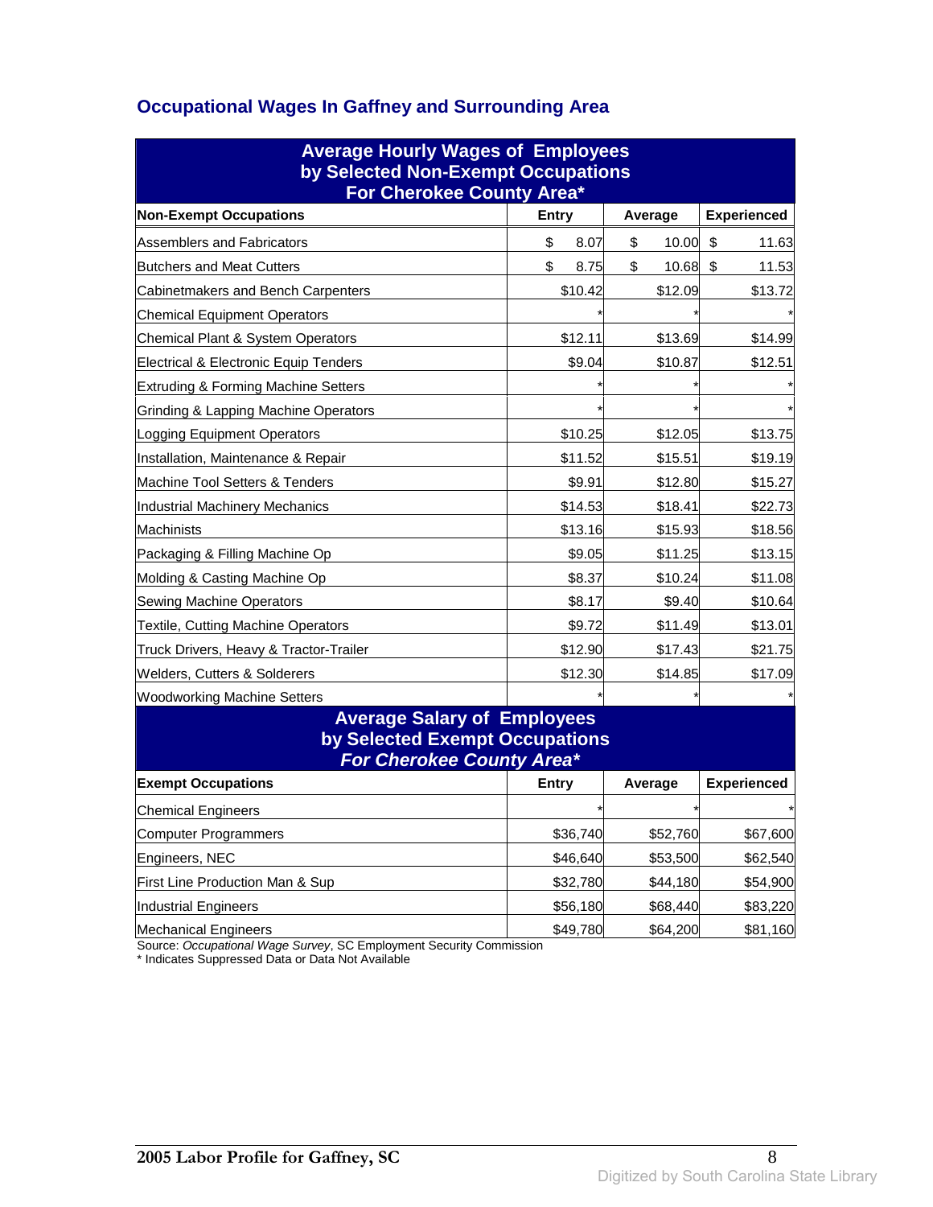## Occupational Wages In Gaffney and Surrounding Area

| Average Hourly Wages of Employees by Selected Non-Exempt Occupations *For Cherokee County Area** | | | |
|---|---|---|---|
| **Non-Exempt Occupations** | **Entry** | **Average** | **Experienced** |
| Assemblers and Fabricators | $ 8.07 | $ 10.00 | $ 11.63 |
| Butchers and Meat Cutters | $ 8.75 | $ 10.68 | $ 11.53 |
| Cabinetmakers and Bench Carpenters | $10.42 | $12.09 | $13.72 |
| Chemical Equipment Operators | * | * | * |
| Chemical Plant & System Operators | $12.11 | $13.69 | $14.99 |
| Electrical & Electronic Equip Tenders | $9.04 | $10.87 | $12.51 |
| Extruding & Forming Machine Setters | * | * | * |
| Grinding & Lapping Machine Operators | * | * | * |
| Logging Equipment Operators | $10.25 | $12.05 | $13.75 |
| Installation, Maintenance & Repair | $11.52 | $15.51 | $19.19 |
| Machine Tool Setters & Tenders | $9.91 | $12.80 | $15.27 |
| Industrial Machinery Mechanics | $14.53 | $18.41 | $22.73 |
| Machinists | $13.16 | $15.93 | $18.56 |
| Packaging & Filling Machine Op | $9.05 | $11.25 | $13.15 |
| Molding & Casting Machine Op | $8.37 | $10.24 | $11.08 |
| Sewing Machine Operators | $8.17 | $9.40 | $10.64 |
| Textile, Cutting Machine Operators | $9.72 | $11.49 | $13.01 |
| Truck Drivers, Heavy & Tractor-Trailer | $12.90 | $17.43 | $21.75 |
| Welders, Cutters & Solderers | $12.30 | $14.85 | $17.09 |
| Woodworking Machine Setters | * | * | * |

| Average Salary of Employees by Selected Exempt Occupations *For Cherokee County Area** | | | |
|---|---|---|---|
| **Exempt Occupations** | **Entry** | **Average** | **Experienced** |
| Chemical Engineers | * | * | * |
| Computer Programmers | $36,740 | $52,760 | $67,600 |
| Engineers, NEC | $46,640 | $53,500 | $62,540 |
| First Line Production Man & Sup | $32,780 | $44,180 | $54,900 |
| Industrial Engineers | $56,180 | $68,440 | $83,220 |
| Mechanical Engineers | $49,780 | $64,200 | $81,160 |

Source: *Occupational Wage Survey*, SC Employment Security Commission
* Indicates Suppressed Data or Data Not Available